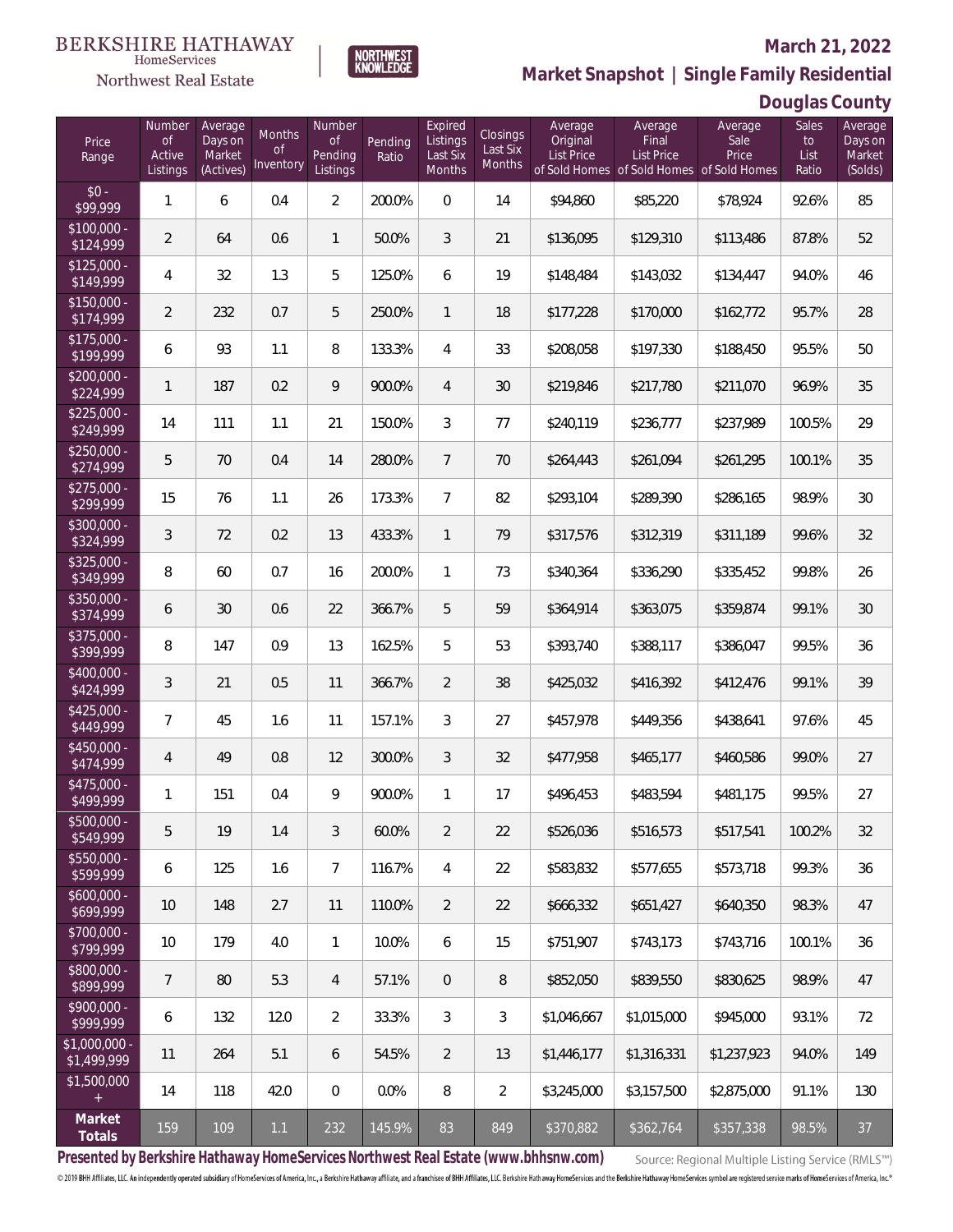BERKSHIRE HATHAWAY HomeServices Northwest Real Estate

NORTHWEST KNOWLEDGE

**March 21, 2022**

**Market Snapshot | Single Family Residential**

**Douglas County**

| Price Range | Number of Active Listings | Average Days on Market (Actives) | Months of Inventory | Number of Pending Listings | Pending Ratio | Expired Listings Last Six Months | Closings Last Six Months | Average Original List Price of Sold Homes | Average Final List Price of Sold Homes | Average Sale Price of Sold Homes | Sales to List Ratio | Average Days on Market (Solds) |
|---|---|---|---|---|---|---|---|---|---|---|---|---|
| $0 - $99,999 | 1 | 6 | 0.4 | 2 | 200.0% | 0 | 14 | $94,860 | $85,220 | $78,924 | 92.6% | 85 |
| $100,000 - $124,999 | 2 | 64 | 0.6 | 1 | 50.0% | 3 | 21 | $136,095 | $129,310 | $113,486 | 87.8% | 52 |
| $125,000 - $149,999 | 4 | 32 | 1.3 | 5 | 125.0% | 6 | 19 | $148,484 | $143,032 | $134,447 | 94.0% | 46 |
| $150,000 - $174,999 | 2 | 232 | 0.7 | 5 | 250.0% | 1 | 18 | $177,228 | $170,000 | $162,772 | 95.7% | 28 |
| $175,000 - $199,999 | 6 | 93 | 1.1 | 8 | 133.3% | 4 | 33 | $208,058 | $197,330 | $188,450 | 95.5% | 50 |
| $200,000 - $224,999 | 1 | 187 | 0.2 | 9 | 900.0% | 4 | 30 | $219,846 | $217,780 | $211,070 | 96.9% | 35 |
| $225,000 - $249,999 | 14 | 111 | 1.1 | 21 | 150.0% | 3 | 77 | $240,119 | $236,777 | $237,989 | 100.5% | 29 |
| $250,000 - $274,999 | 5 | 70 | 0.4 | 14 | 280.0% | 7 | 70 | $264,443 | $261,094 | $261,295 | 100.1% | 35 |
| $275,000 - $299,999 | 15 | 76 | 1.1 | 26 | 173.3% | 7 | 82 | $293,104 | $289,390 | $286,165 | 98.9% | 30 |
| $300,000 - $324,999 | 3 | 72 | 0.2 | 13 | 433.3% | 1 | 79 | $317,576 | $312,319 | $311,189 | 99.6% | 32 |
| $325,000 - $349,999 | 8 | 60 | 0.7 | 16 | 200.0% | 1 | 73 | $340,364 | $336,290 | $335,452 | 99.8% | 26 |
| $350,000 - $374,999 | 6 | 30 | 0.6 | 22 | 366.7% | 5 | 59 | $364,914 | $363,075 | $359,874 | 99.1% | 30 |
| $375,000 - $399,999 | 8 | 147 | 0.9 | 13 | 162.5% | 5 | 53 | $393,740 | $388,117 | $386,047 | 99.5% | 36 |
| $400,000 - $424,999 | 3 | 21 | 0.5 | 11 | 366.7% | 2 | 38 | $425,032 | $416,392 | $412,476 | 99.1% | 39 |
| $425,000 - $449,999 | 7 | 45 | 1.6 | 11 | 157.1% | 3 | 27 | $457,978 | $449,356 | $438,641 | 97.6% | 45 |
| $450,000 - $474,999 | 4 | 49 | 0.8 | 12 | 300.0% | 3 | 32 | $477,958 | $465,177 | $460,586 | 99.0% | 27 |
| $475,000 - $499,999 | 1 | 151 | 0.4 | 9 | 900.0% | 1 | 17 | $496,453 | $483,594 | $481,175 | 99.5% | 27 |
| $500,000 - $549,999 | 5 | 19 | 1.4 | 3 | 60.0% | 2 | 22 | $526,036 | $516,573 | $517,541 | 100.2% | 32 |
| $550,000 - $599,999 | 6 | 125 | 1.6 | 7 | 116.7% | 4 | 22 | $583,832 | $577,655 | $573,718 | 99.3% | 36 |
| $600,000 - $699,999 | 10 | 148 | 2.7 | 11 | 110.0% | 2 | 22 | $666,332 | $651,427 | $640,350 | 98.3% | 47 |
| $700,000 - $799,999 | 10 | 179 | 4.0 | 1 | 10.0% | 6 | 15 | $751,907 | $743,173 | $743,716 | 100.1% | 36 |
| $800,000 - $899,999 | 7 | 80 | 5.3 | 4 | 57.1% | 0 | 8 | $852,050 | $839,550 | $830,625 | 98.9% | 47 |
| $900,000 - $999,999 | 6 | 132 | 12.0 | 2 | 33.3% | 3 | 3 | $1,046,667 | $1,015,000 | $945,000 | 93.1% | 72 |
| $1,000,000 - $1,499,999 | 11 | 264 | 5.1 | 6 | 54.5% | 2 | 13 | $1,446,177 | $1,316,331 | $1,237,923 | 94.0% | 149 |
| $1,500,000 + | 14 | 118 | 42.0 | 0 | 0.0% | 8 | 2 | $3,245,000 | $3,157,500 | $2,875,000 | 91.1% | 130 |
| **Market Totals** | 159 | 109 | 1.1 | 232 | 145.9% | 83 | 849 | $370,882 | $362,764 | $357,338 | 98.5% | 37 |

**Presented by Berkshire Hathaway HomeServices Northwest Real Estate (www.bhhsnw.com)**

Source: Regional Multiple Listing Service (RMLS™)

© 2019 BHH Affiliates, LLC. An independently operated subsidiary of HomeServices of America, Inc., a Berkshire Hathaway affiliate, and a franchisee of BHH Affiliates, LLC. Berkshire Hathaway HomeServices and the Berkshire Hathaway HomeServices symbol are registered service marks of HomeServices of America, Inc.®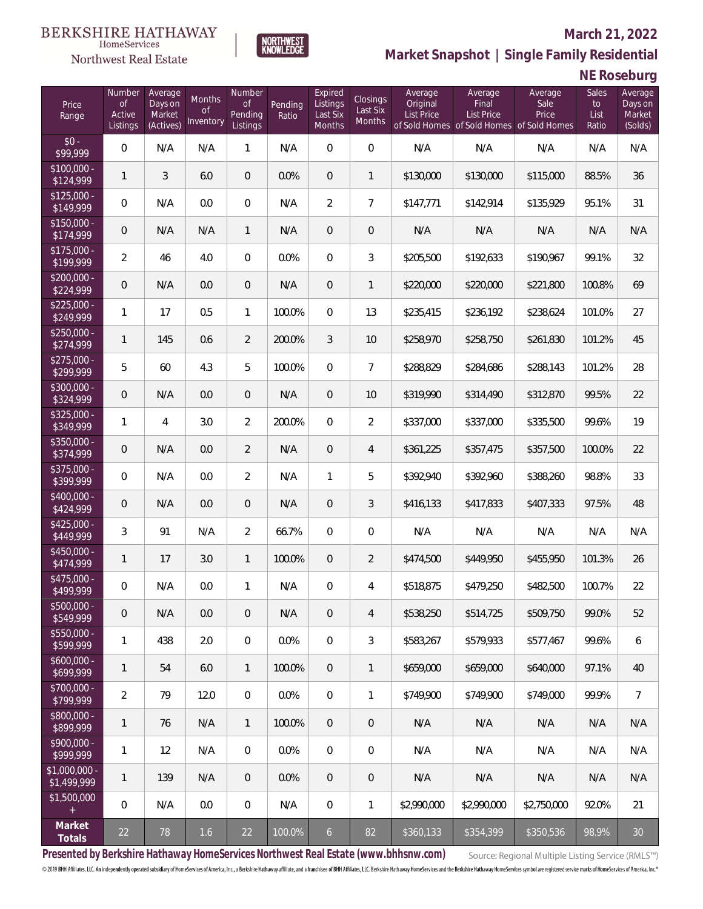BERKSHIRE HATHAWAY HomeServices Northwest Real Estate

NORTHWEST KNOWLEDGE

## March 21, 2022

## Market Snapshot | Single Family Residential

## NE Roseburg

| Price Range | Number of Active Listings | Average Days on Market (Actives) | Months of Inventory | Number of Pending Listings | Pending Ratio | Expired Listings Last Six Months | Closings Last Six Months | Average Original List Price of Sold Homes | Average Final List Price of Sold Homes | Average Sale Price of Sold Homes | Sales to List Ratio | Average Days on Market (Solds) |
|---|---|---|---|---|---|---|---|---|---|---|---|---|
| $0 - $99,999 | 0 | N/A | N/A | 1 | N/A | 0 | 0 | N/A | N/A | N/A | N/A | N/A |
| $100,000 - $124,999 | 1 | 3 | 6.0 | 0 | 0.0% | 0 | 1 | $130,000 | $130,000 | $115,000 | 88.5% | 36 |
| $125,000 - $149,999 | 0 | N/A | 0.0 | 0 | N/A | 2 | 7 | $147,771 | $142,914 | $135,929 | 95.1% | 31 |
| $150,000 - $174,999 | 0 | N/A | N/A | 1 | N/A | 0 | 0 | N/A | N/A | N/A | N/A | N/A |
| $175,000 - $199,999 | 2 | 46 | 4.0 | 0 | 0.0% | 0 | 3 | $205,500 | $192,633 | $190,967 | 99.1% | 32 |
| $200,000 - $224,999 | 0 | N/A | 0.0 | 0 | N/A | 0 | 1 | $220,000 | $220,000 | $221,800 | 100.8% | 69 |
| $225,000 - $249,999 | 1 | 17 | 0.5 | 1 | 100.0% | 0 | 13 | $235,415 | $236,192 | $238,624 | 101.0% | 27 |
| $250,000 - $274,999 | 1 | 145 | 0.6 | 2 | 200.0% | 3 | 10 | $258,970 | $258,750 | $261,830 | 101.2% | 45 |
| $275,000 - $299,999 | 5 | 60 | 4.3 | 5 | 100.0% | 0 | 7 | $288,829 | $284,686 | $288,143 | 101.2% | 28 |
| $300,000 - $324,999 | 0 | N/A | 0.0 | 0 | N/A | 0 | 10 | $319,990 | $314,490 | $312,870 | 99.5% | 22 |
| $325,000 - $349,999 | 1 | 4 | 3.0 | 2 | 200.0% | 0 | 2 | $337,000 | $337,000 | $335,500 | 99.6% | 19 |
| $350,000 - $374,999 | 0 | N/A | 0.0 | 2 | N/A | 0 | 4 | $361,225 | $357,475 | $357,500 | 100.0% | 22 |
| $375,000 - $399,999 | 0 | N/A | 0.0 | 2 | N/A | 1 | 5 | $392,940 | $392,960 | $388,260 | 98.8% | 33 |
| $400,000 - $424,999 | 0 | N/A | 0.0 | 0 | N/A | 0 | 3 | $416,133 | $417,833 | $407,333 | 97.5% | 48 |
| $425,000 - $449,999 | 3 | 91 | N/A | 2 | 66.7% | 0 | 0 | N/A | N/A | N/A | N/A | N/A |
| $450,000 - $474,999 | 1 | 17 | 3.0 | 1 | 100.0% | 0 | 2 | $474,500 | $449,950 | $455,950 | 101.3% | 26 |
| $475,000 - $499,999 | 0 | N/A | 0.0 | 1 | N/A | 0 | 4 | $518,875 | $479,250 | $482,500 | 100.7% | 22 |
| $500,000 - $549,999 | 0 | N/A | 0.0 | 0 | N/A | 0 | 4 | $538,250 | $514,725 | $509,750 | 99.0% | 52 |
| $550,000 - $599,999 | 1 | 438 | 2.0 | 0 | 0.0% | 0 | 3 | $583,267 | $579,933 | $577,467 | 99.6% | 6 |
| $600,000 - $699,999 | 1 | 54 | 6.0 | 1 | 100.0% | 0 | 1 | $659,000 | $659,000 | $640,000 | 97.1% | 40 |
| $700,000 - $799,999 | 2 | 79 | 12.0 | 0 | 0.0% | 0 | 1 | $749,900 | $749,900 | $749,000 | 99.9% | 7 |
| $800,000 - $899,999 | 1 | 76 | N/A | 1 | 100.0% | 0 | 0 | N/A | N/A | N/A | N/A | N/A |
| $900,000 - $999,999 | 1 | 12 | N/A | 0 | 0.0% | 0 | 0 | N/A | N/A | N/A | N/A | N/A |
| $1,000,000 - $1,499,999 | 1 | 139 | N/A | 0 | 0.0% | 0 | 0 | N/A | N/A | N/A | N/A | N/A |
| $1,500,000 + | 0 | N/A | 0.0 | 0 | N/A | 0 | 1 | $2,990,000 | $2,990,000 | $2,750,000 | 92.0% | 21 |
| **Market Totals** | 22 | 78 | 1.6 | 22 | 100.0% | 6 | 82 | $360,133 | $354,399 | $350,536 | 98.9% | 30 |

**Presented by Berkshire Hathaway HomeServices Northwest Real Estate (www.bhhsnw.com)**

Source: Regional Multiple Listing Service (RMLS™)

© 2019 BHH Affiliates, LLC. An independently operated subsidiary of HomeServices of America, Inc., a Berkshire Hathaway affiliate, and a franchisee of BHH Affiliates, LLC. Berkshire Hathaway HomeServices and the Berkshire Hathaway HomeServices symbol are registered service marks of HomeServices of America, Inc.®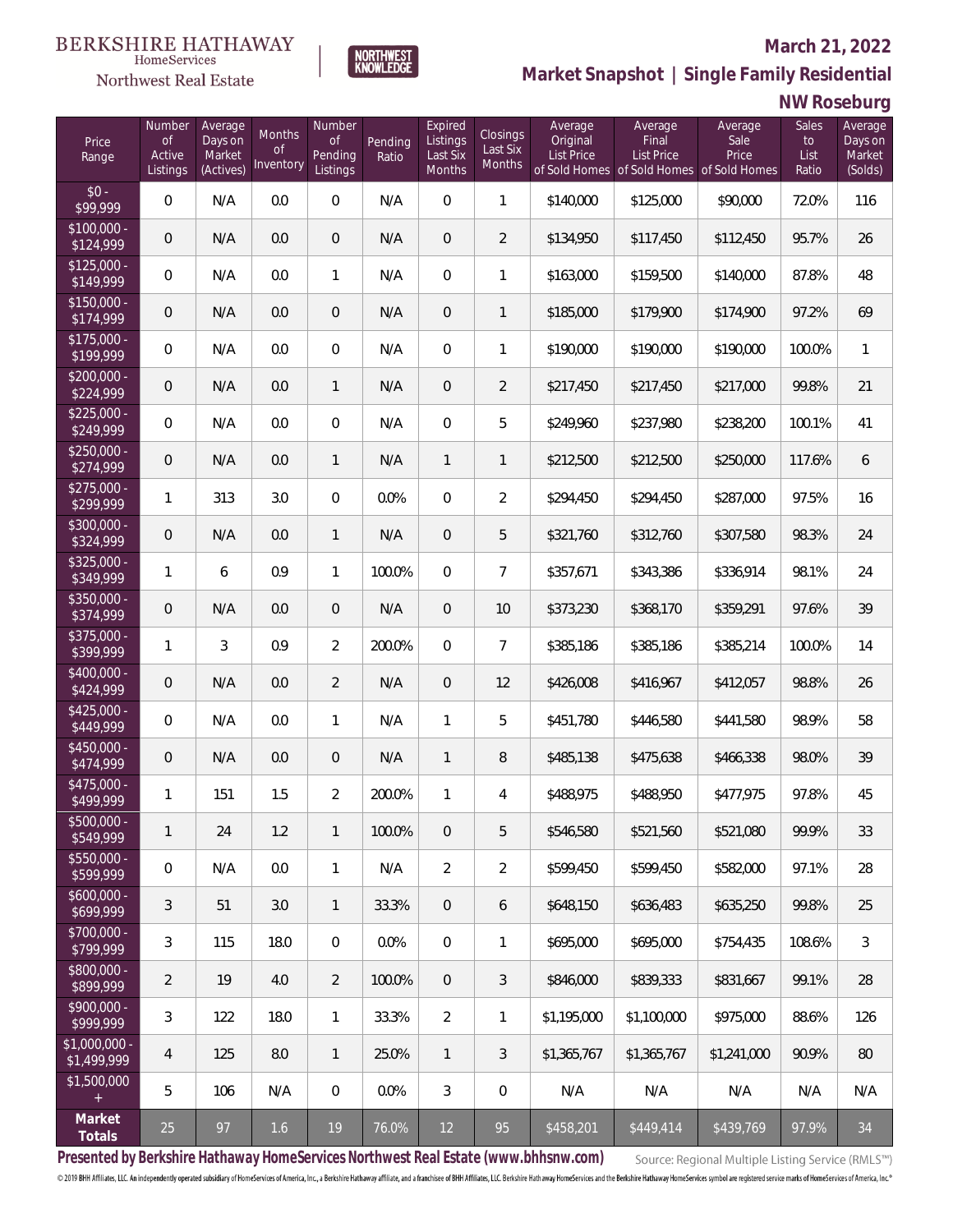BERKSHIRE HATHAWAY HomeServices Northwest Real Estate

# March 21, 2022

## Market Snapshot | Single Family Residential

## NW Roseburg

| Price Range | Number of Active Listings | Average Days on Market (Actives) | Months of Inventory | Number of Pending Listings | Pending Ratio | Expired Listings Last Six Months | Closings Last Six Months | Average Original List Price of Sold Homes | Average Final List Price of Sold Homes | Average Sale Price of Sold Homes | Sales to List Ratio | Average Days on Market (Solds) |
|---|---|---|---|---|---|---|---|---|---|---|---|---|
| $0 - $99,999 | 0 | N/A | 0.0 | 0 | N/A | 0 | 1 | $140,000 | $125,000 | $90,000 | 72.0% | 116 |
| $100,000 - $124,999 | 0 | N/A | 0.0 | 0 | N/A | 0 | 2 | $134,950 | $117,450 | $112,450 | 95.7% | 26 |
| $125,000 - $149,999 | 0 | N/A | 0.0 | 1 | N/A | 0 | 1 | $163,000 | $159,500 | $140,000 | 87.8% | 48 |
| $150,000 - $174,999 | 0 | N/A | 0.0 | 0 | N/A | 0 | 1 | $185,000 | $179,900 | $174,900 | 97.2% | 69 |
| $175,000 - $199,999 | 0 | N/A | 0.0 | 0 | N/A | 0 | 1 | $190,000 | $190,000 | $190,000 | 100.0% | 1 |
| $200,000 - $224,999 | 0 | N/A | 0.0 | 1 | N/A | 0 | 2 | $217,450 | $217,450 | $217,000 | 99.8% | 21 |
| $225,000 - $249,999 | 0 | N/A | 0.0 | 0 | N/A | 0 | 5 | $249,960 | $237,980 | $238,200 | 100.1% | 41 |
| $250,000 - $274,999 | 0 | N/A | 0.0 | 1 | N/A | 1 | 1 | $212,500 | $212,500 | $250,000 | 117.6% | 6 |
| $275,000 - $299,999 | 1 | 313 | 3.0 | 0 | 0.0% | 0 | 2 | $294,450 | $294,450 | $287,000 | 97.5% | 16 |
| $300,000 - $324,999 | 0 | N/A | 0.0 | 1 | N/A | 0 | 5 | $321,760 | $312,760 | $307,580 | 98.3% | 24 |
| $325,000 - $349,999 | 1 | 6 | 0.9 | 1 | 100.0% | 0 | 7 | $357,671 | $343,386 | $336,914 | 98.1% | 24 |
| $350,000 - $374,999 | 0 | N/A | 0.0 | 0 | N/A | 0 | 10 | $373,230 | $368,170 | $359,291 | 97.6% | 39 |
| $375,000 - $399,999 | 1 | 3 | 0.9 | 2 | 200.0% | 0 | 7 | $385,186 | $385,186 | $385,214 | 100.0% | 14 |
| $400,000 - $424,999 | 0 | N/A | 0.0 | 2 | N/A | 0 | 12 | $426,008 | $416,967 | $412,057 | 98.8% | 26 |
| $425,000 - $449,999 | 0 | N/A | 0.0 | 1 | N/A | 1 | 5 | $451,780 | $446,580 | $441,580 | 98.9% | 58 |
| $450,000 - $474,999 | 0 | N/A | 0.0 | 0 | N/A | 1 | 8 | $485,138 | $475,638 | $466,338 | 98.0% | 39 |
| $475,000 - $499,999 | 1 | 151 | 1.5 | 2 | 200.0% | 1 | 4 | $488,975 | $488,950 | $477,975 | 97.8% | 45 |
| $500,000 - $549,999 | 1 | 24 | 1.2 | 1 | 100.0% | 0 | 5 | $546,580 | $521,560 | $521,080 | 99.9% | 33 |
| $550,000 - $599,999 | 0 | N/A | 0.0 | 1 | N/A | 2 | 2 | $599,450 | $599,450 | $582,000 | 97.1% | 28 |
| $600,000 - $699,999 | 3 | 51 | 3.0 | 1 | 33.3% | 0 | 6 | $648,150 | $636,483 | $635,250 | 99.8% | 25 |
| $700,000 - $799,999 | 3 | 115 | 18.0 | 0 | 0.0% | 0 | 1 | $695,000 | $695,000 | $754,435 | 108.6% | 3 |
| $800,000 - $899,999 | 2 | 19 | 4.0 | 2 | 100.0% | 0 | 3 | $846,000 | $839,333 | $831,667 | 99.1% | 28 |
| $900,000 - $999,999 | 3 | 122 | 18.0 | 1 | 33.3% | 2 | 1 | $1,195,000 | $1,100,000 | $975,000 | 88.6% | 126 |
| $1,000,000 - $1,499,999 | 4 | 125 | 8.0 | 1 | 25.0% | 1 | 3 | $1,365,767 | $1,365,767 | $1,241,000 | 90.9% | 80 |
| $1,500,000 + | 5 | 106 | N/A | 0 | 0.0% | 3 | 0 | N/A | N/A | N/A | N/A | N/A |
| **Market Totals** | 25 | 97 | 1.6 | 19 | 76.0% | 12 | 95 | $458,201 | $449,414 | $439,769 | 97.9% | 34 |

**Presented by Berkshire Hathaway HomeServices Northwest Real Estate (www.bhhsnw.com)**

Source: Regional Multiple Listing Service (RMLS™)

© 2019 BHH Affiliates, LLC. An independently operated subsidiary of HomeServices of America, Inc., a Berkshire Hathaway affiliate, and a franchisee of BHH Affiliates, LLC. Berkshire Hathaway HomeServices and the Berkshire Hathaway HomeServices symbol are registered service marks of HomeServices of America, Inc.®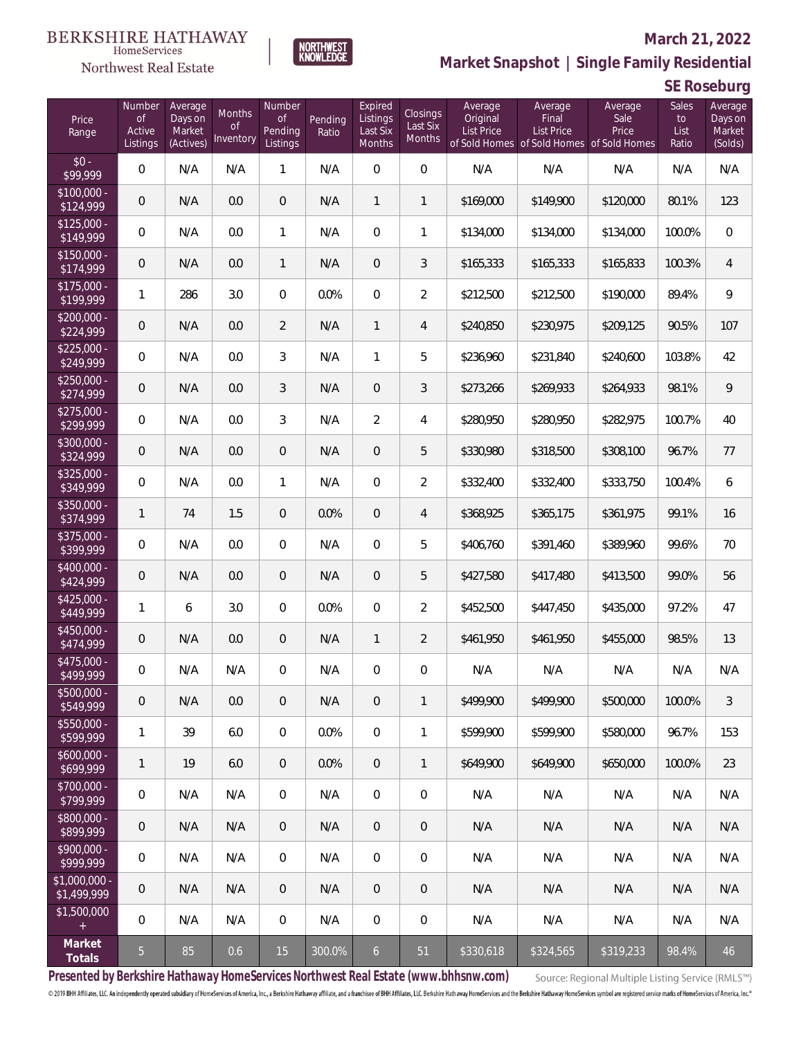BERKSHIRE HATHAWAY HomeServices Northwest Real Estate

NORTHWEST KNOWLEDGE

**March 21, 2022**

## Market Snapshot | Single Family Residential

### SE Roseburg

| Price Range | Number of Active Listings | Average Days on Market (Actives) | Months of Inventory | Number of Pending Listings | Pending Ratio | Expired Listings Last Six Months | Closings Last Six Months | Average Original List Price of Sold Homes | Average Final List Price of Sold Homes | Average Sale Price of Sold Homes | Sales to List Ratio | Average Days on Market (Solds) |
|---|---|---|---|---|---|---|---|---|---|---|---|---|
| $0 - $99,999 | 0 | N/A | N/A | 1 | N/A | 0 | 0 | N/A | N/A | N/A | N/A | N/A |
| $100,000 - $124,999 | 0 | N/A | 0.0 | 0 | N/A | 1 | 1 | $169,000 | $149,900 | $120,000 | 80.1% | 123 |
| $125,000 - $149,999 | 0 | N/A | 0.0 | 1 | N/A | 0 | 1 | $134,000 | $134,000 | $134,000 | 100.0% | 0 |
| $150,000 - $174,999 | 0 | N/A | 0.0 | 1 | N/A | 0 | 3 | $165,333 | $165,333 | $165,833 | 100.3% | 4 |
| $175,000 - $199,999 | 1 | 286 | 3.0 | 0 | 0.0% | 0 | 2 | $212,500 | $212,500 | $190,000 | 89.4% | 9 |
| $200,000 - $224,999 | 0 | N/A | 0.0 | 2 | N/A | 1 | 4 | $240,850 | $230,975 | $209,125 | 90.5% | 107 |
| $225,000 - $249,999 | 0 | N/A | 0.0 | 3 | N/A | 1 | 5 | $236,960 | $231,840 | $240,600 | 103.8% | 42 |
| $250,000 - $274,999 | 0 | N/A | 0.0 | 3 | N/A | 0 | 3 | $273,266 | $269,933 | $264,933 | 98.1% | 9 |
| $275,000 - $299,999 | 0 | N/A | 0.0 | 3 | N/A | 2 | 4 | $280,950 | $280,950 | $282,975 | 100.7% | 40 |
| $300,000 - $324,999 | 0 | N/A | 0.0 | 0 | N/A | 0 | 5 | $330,980 | $318,500 | $308,100 | 96.7% | 77 |
| $325,000 - $349,999 | 0 | N/A | 0.0 | 1 | N/A | 0 | 2 | $332,400 | $332,400 | $333,750 | 100.4% | 6 |
| $350,000 - $374,999 | 1 | 74 | 1.5 | 0 | 0.0% | 0 | 4 | $368,925 | $365,175 | $361,975 | 99.1% | 16 |
| $375,000 - $399,999 | 0 | N/A | 0.0 | 0 | N/A | 0 | 5 | $406,760 | $391,460 | $389,960 | 99.6% | 70 |
| $400,000 - $424,999 | 0 | N/A | 0.0 | 0 | N/A | 0 | 5 | $427,580 | $417,480 | $413,500 | 99.0% | 56 |
| $425,000 - $449,999 | 1 | 6 | 3.0 | 0 | 0.0% | 0 | 2 | $452,500 | $447,450 | $435,000 | 97.2% | 47 |
| $450,000 - $474,999 | 0 | N/A | 0.0 | 0 | N/A | 1 | 2 | $461,950 | $461,950 | $455,000 | 98.5% | 13 |
| $475,000 - $499,999 | 0 | N/A | N/A | 0 | N/A | 0 | 0 | N/A | N/A | N/A | N/A | N/A |
| $500,000 - $549,999 | 0 | N/A | 0.0 | 0 | N/A | 0 | 1 | $499,900 | $499,900 | $500,000 | 100.0% | 3 |
| $550,000 - $599,999 | 1 | 39 | 6.0 | 0 | 0.0% | 0 | 1 | $599,900 | $599,900 | $580,000 | 96.7% | 153 |
| $600,000 - $699,999 | 1 | 19 | 6.0 | 0 | 0.0% | 0 | 1 | $649,900 | $649,900 | $650,000 | 100.0% | 23 |
| $700,000 - $799,999 | 0 | N/A | N/A | 0 | N/A | 0 | 0 | N/A | N/A | N/A | N/A | N/A |
| $800,000 - $899,999 | 0 | N/A | N/A | 0 | N/A | 0 | 0 | N/A | N/A | N/A | N/A | N/A |
| $900,000 - $999,999 | 0 | N/A | N/A | 0 | N/A | 0 | 0 | N/A | N/A | N/A | N/A | N/A |
| $1,000,000 - $1,499,999 | 0 | N/A | N/A | 0 | N/A | 0 | 0 | N/A | N/A | N/A | N/A | N/A |
| $1,500,000 + | 0 | N/A | N/A | 0 | N/A | 0 | 0 | N/A | N/A | N/A | N/A | N/A |
| **Market Totals** | 5 | 85 | 0.6 | 15 | 300.0% | 6 | 51 | $330,618 | $324,565 | $319,233 | 98.4% | 46 |

**Presented by Berkshire Hathaway HomeServices Northwest Real Estate (www.bhhsnw.com)**

Source: Regional Multiple Listing Service (RMLS™)

© 2019 BHH Affiliates, LLC. An independently operated subsidiary of HomeServices of America, Inc., a Berkshire Hathaway affiliate, and a franchisee of BHH Affiliates, LLC. Berkshire Hathaway HomeServices and the Berkshire Hathaway HomeServices symbol are registered service marks of HomeServices of America, Inc.®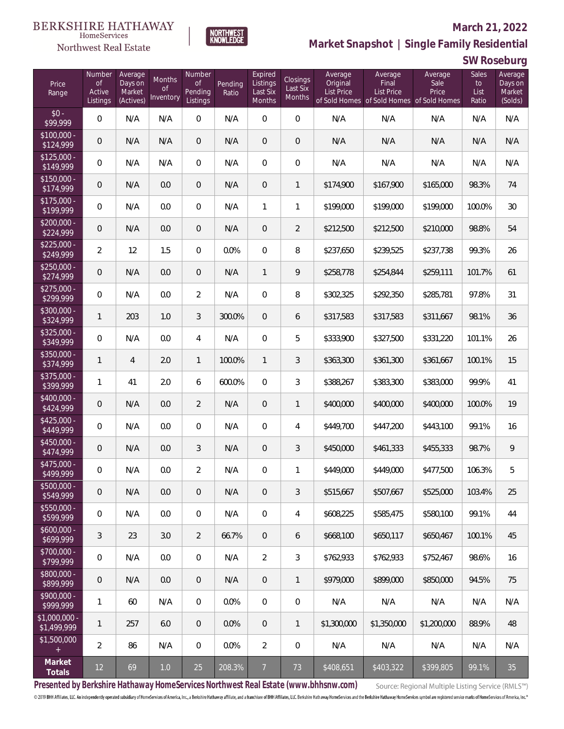BERKSHIRE HATHAWAY HomeServices Northwest Real Estate

**March 21, 2022**

**Market Snapshot | Single Family Residential**

**SW Roseburg**

| Price Range | Number of Active Listings | Average Days on Market (Actives) | Months of Inventory | Number of Pending Listings | Pending Ratio | Expired Listings Last Six Months | Closings Last Six Months | Average Original List Price of Sold Homes | Average Final List Price of Sold Homes | Average Sale Price of Sold Homes | Sales to List Ratio | Average Days on Market (Solds) |
|---|---|---|---|---|---|---|---|---|---|---|---|---|
| $0 - $99,999 | 0 | N/A | N/A | 0 | N/A | 0 | 0 | N/A | N/A | N/A | N/A | N/A |
| $100,000 - $124,999 | 0 | N/A | N/A | 0 | N/A | 0 | 0 | N/A | N/A | N/A | N/A | N/A |
| $125,000 - $149,999 | 0 | N/A | N/A | 0 | N/A | 0 | 0 | N/A | N/A | N/A | N/A | N/A |
| $150,000 - $174,999 | 0 | N/A | 0.0 | 0 | N/A | 0 | 1 | $174,900 | $167,900 | $165,000 | 98.3% | 74 |
| $175,000 - $199,999 | 0 | N/A | 0.0 | 0 | N/A | 1 | 1 | $199,000 | $199,000 | $199,000 | 100.0% | 30 |
| $200,000 - $224,999 | 0 | N/A | 0.0 | 0 | N/A | 0 | 2 | $212,500 | $212,500 | $210,000 | 98.8% | 54 |
| $225,000 - $249,999 | 2 | 12 | 1.5 | 0 | 0.0% | 0 | 8 | $237,650 | $239,525 | $237,738 | 99.3% | 26 |
| $250,000 - $274,999 | 0 | N/A | 0.0 | 0 | N/A | 1 | 9 | $258,778 | $254,844 | $259,111 | 101.7% | 61 |
| $275,000 - $299,999 | 0 | N/A | 0.0 | 2 | N/A | 0 | 8 | $302,325 | $292,350 | $285,781 | 97.8% | 31 |
| $300,000 - $324,999 | 1 | 203 | 1.0 | 3 | 300.0% | 0 | 6 | $317,583 | $317,583 | $311,667 | 98.1% | 36 |
| $325,000 - $349,999 | 0 | N/A | 0.0 | 4 | N/A | 0 | 5 | $333,900 | $327,500 | $331,220 | 101.1% | 26 |
| $350,000 - $374,999 | 1 | 4 | 2.0 | 1 | 100.0% | 1 | 3 | $363,300 | $361,300 | $361,667 | 100.1% | 15 |
| $375,000 - $399,999 | 1 | 41 | 2.0 | 6 | 600.0% | 0 | 3 | $388,267 | $383,300 | $383,000 | 99.9% | 41 |
| $400,000 - $424,999 | 0 | N/A | 0.0 | 2 | N/A | 0 | 1 | $400,000 | $400,000 | $400,000 | 100.0% | 19 |
| $425,000 - $449,999 | 0 | N/A | 0.0 | 0 | N/A | 0 | 4 | $449,700 | $447,200 | $443,100 | 99.1% | 16 |
| $450,000 - $474,999 | 0 | N/A | 0.0 | 3 | N/A | 0 | 3 | $450,000 | $461,333 | $455,333 | 98.7% | 9 |
| $475,000 - $499,999 | 0 | N/A | 0.0 | 2 | N/A | 0 | 1 | $449,000 | $449,000 | $477,500 | 106.3% | 5 |
| $500,000 - $549,999 | 0 | N/A | 0.0 | 0 | N/A | 0 | 3 | $515,667 | $507,667 | $525,000 | 103.4% | 25 |
| $550,000 - $599,999 | 0 | N/A | 0.0 | 0 | N/A | 0 | 4 | $608,225 | $585,475 | $580,100 | 99.1% | 44 |
| $600,000 - $699,999 | 3 | 23 | 3.0 | 2 | 66.7% | 0 | 6 | $668,100 | $650,117 | $650,467 | 100.1% | 45 |
| $700,000 - $799,999 | 0 | N/A | 0.0 | 0 | N/A | 2 | 3 | $762,933 | $762,933 | $752,467 | 98.6% | 16 |
| $800,000 - $899,999 | 0 | N/A | 0.0 | 0 | N/A | 0 | 1 | $979,000 | $899,000 | $850,000 | 94.5% | 75 |
| $900,000 - $999,999 | 1 | 60 | N/A | 0 | 0.0% | 0 | 0 | N/A | N/A | N/A | N/A | N/A |
| $1,000,000 - $1,499,999 | 1 | 257 | 6.0 | 0 | 0.0% | 0 | 1 | $1,300,000 | $1,350,000 | $1,200,000 | 88.9% | 48 |
| $1,500,000 + | 2 | 86 | N/A | 0 | 0.0% | 2 | 0 | N/A | N/A | N/A | N/A | N/A |
| **Market Totals** | 12 | 69 | 1.0 | 25 | 208.3% | 7 | 73 | $408,651 | $403,322 | $399,805 | 99.1% | 35 |

**Presented by Berkshire Hathaway HomeServices Northwest Real Estate (www.bhhsnw.com)**

Source: Regional Multiple Listing Service (RMLS™)

© 2019 BHH Affiliates, LLC. An independently operated subsidiary of HomeServices of America, Inc., a Berkshire Hathaway affiliate, and a franchisee of BHH Affiliates, LLC. Berkshire Hathaway HomeServices and the Berkshire Hathaway HomeServices symbol are registered service marks of HomeServices of America, Inc.®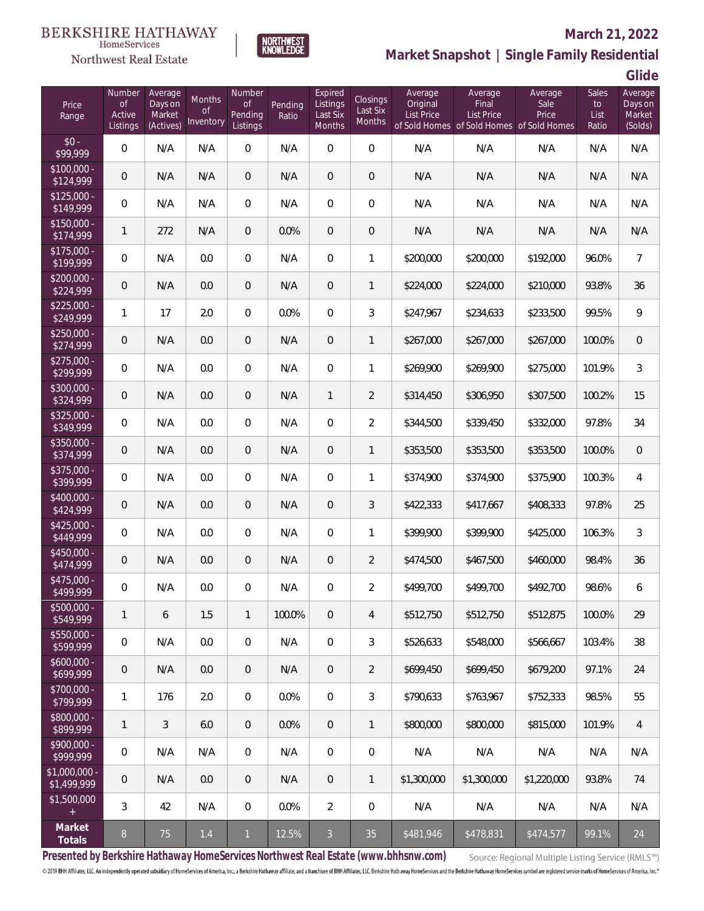BERKSHIRE HATHAWAY HomeServices Northwest Real Estate

**March 21, 2022**

**Market Snapshot | Single Family Residential**

**Glide**

| Price Range | Number of Active Listings | Average Days on Market (Actives) | Months of Inventory | Number of Pending Listings | Pending Ratio | Expired Listings Last Six Months | Closings Last Six Months | Average Original List Price of Sold Homes | Average Final List Price of Sold Homes | Average Sale Price of Sold Homes | Sales to List Ratio | Average Days on Market (Solds) |
|---|---|---|---|---|---|---|---|---|---|---|---|---|
| $0 - $99,999 | 0 | N/A | N/A | 0 | N/A | 0 | 0 | N/A | N/A | N/A | N/A | N/A |
| $100,000 - $124,999 | 0 | N/A | N/A | 0 | N/A | 0 | 0 | N/A | N/A | N/A | N/A | N/A |
| $125,000 - $149,999 | 0 | N/A | N/A | 0 | N/A | 0 | 0 | N/A | N/A | N/A | N/A | N/A |
| $150,000 - $174,999 | 1 | 272 | N/A | 0 | 0.0% | 0 | 0 | N/A | N/A | N/A | N/A | N/A |
| $175,000 - $199,999 | 0 | N/A | 0.0 | 0 | N/A | 0 | 1 | $200,000 | $200,000 | $192,000 | 96.0% | 7 |
| $200,000 - $224,999 | 0 | N/A | 0.0 | 0 | N/A | 0 | 1 | $224,000 | $224,000 | $210,000 | 93.8% | 36 |
| $225,000 - $249,999 | 1 | 17 | 2.0 | 0 | 0.0% | 0 | 3 | $247,967 | $234,633 | $233,500 | 99.5% | 9 |
| $250,000 - $274,999 | 0 | N/A | 0.0 | 0 | N/A | 0 | 1 | $267,000 | $267,000 | $267,000 | 100.0% | 0 |
| $275,000 - $299,999 | 0 | N/A | 0.0 | 0 | N/A | 0 | 1 | $269,900 | $269,900 | $275,000 | 101.9% | 3 |
| $300,000 - $324,999 | 0 | N/A | 0.0 | 0 | N/A | 1 | 2 | $314,450 | $306,950 | $307,500 | 100.2% | 15 |
| $325,000 - $349,999 | 0 | N/A | 0.0 | 0 | N/A | 0 | 2 | $344,500 | $339,450 | $332,000 | 97.8% | 34 |
| $350,000 - $374,999 | 0 | N/A | 0.0 | 0 | N/A | 0 | 1 | $353,500 | $353,500 | $353,500 | 100.0% | 0 |
| $375,000 - $399,999 | 0 | N/A | 0.0 | 0 | N/A | 0 | 1 | $374,900 | $374,900 | $375,900 | 100.3% | 4 |
| $400,000 - $424,999 | 0 | N/A | 0.0 | 0 | N/A | 0 | 3 | $422,333 | $417,667 | $408,333 | 97.8% | 25 |
| $425,000 - $449,999 | 0 | N/A | 0.0 | 0 | N/A | 0 | 1 | $399,900 | $399,900 | $425,000 | 106.3% | 3 |
| $450,000 - $474,999 | 0 | N/A | 0.0 | 0 | N/A | 0 | 2 | $474,500 | $467,500 | $460,000 | 98.4% | 36 |
| $475,000 - $499,999 | 0 | N/A | 0.0 | 0 | N/A | 0 | 2 | $499,700 | $499,700 | $492,700 | 98.6% | 6 |
| $500,000 - $549,999 | 1 | 6 | 1.5 | 1 | 100.0% | 0 | 4 | $512,750 | $512,750 | $512,875 | 100.0% | 29 |
| $550,000 - $599,999 | 0 | N/A | 0.0 | 0 | N/A | 0 | 3 | $526,633 | $548,000 | $566,667 | 103.4% | 38 |
| $600,000 - $699,999 | 0 | N/A | 0.0 | 0 | N/A | 0 | 2 | $699,450 | $699,450 | $679,200 | 97.1% | 24 |
| $700,000 - $799,999 | 1 | 176 | 2.0 | 0 | 0.0% | 0 | 3 | $790,633 | $763,967 | $752,333 | 98.5% | 55 |
| $800,000 - $899,999 | 1 | 3 | 6.0 | 0 | 0.0% | 0 | 1 | $800,000 | $800,000 | $815,000 | 101.9% | 4 |
| $900,000 - $999,999 | 0 | N/A | N/A | 0 | N/A | 0 | 0 | N/A | N/A | N/A | N/A | N/A |
| $1,000,000 - $1,499,999 | 0 | N/A | 0.0 | 0 | N/A | 0 | 1 | $1,300,000 | $1,300,000 | $1,220,000 | 93.8% | 74 |
| $1,500,000 + | 3 | 42 | N/A | 0 | 0.0% | 2 | 0 | N/A | N/A | N/A | N/A | N/A |
| **Market Totals** | 8 | 75 | 1.4 | 1 | 12.5% | 3 | 35 | $481,946 | $478,831 | $474,577 | 99.1% | 24 |

**Presented by Berkshire Hathaway HomeServices Northwest Real Estate (www.bhhsnw.com)**

Source: Regional Multiple Listing Service (RMLS™)

© 2019 BHH Affiliates, LLC. An independently operated subsidiary of HomeServices of America, Inc., a Berkshire Hathaway affiliate, and a franchisee of BHH Affiliates, LLC. Berkshire Hathaway HomeServices and the Berkshire Hathaway HomeServices symbol are registered service marks of HomeServices of America, Inc.®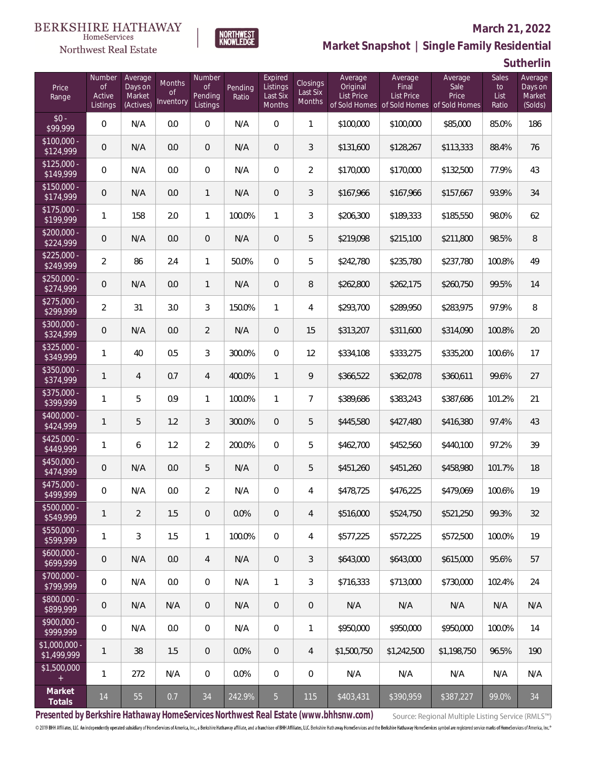BERKSHIRE HATHAWAY HomeServices Northwest Real Estate

NORTHWEST KNOWLEDGE

## March 21, 2022

## Market Snapshot | Single Family Residential

## Sutherlin

| Price Range | Number of Active Listings | Average Days on Market (Actives) | Months of Inventory | Number of Pending Listings | Pending Ratio | Expired Listings Last Six Months | Closings Last Six Months | Average Original List Price of Sold Homes | Average Final List Price of Sold Homes | Average Sale Price of Sold Homes | Sales to List Ratio | Average Days on Market (Solds) |
|---|---|---|---|---|---|---|---|---|---|---|---|---|
| $0 - $99,999 | 0 | N/A | 0.0 | 0 | N/A | 0 | 1 | $100,000 | $100,000 | $85,000 | 85.0% | 186 |
| $100,000 - $124,999 | 0 | N/A | 0.0 | 0 | N/A | 0 | 3 | $131,600 | $128,267 | $113,333 | 88.4% | 76 |
| $125,000 - $149,999 | 0 | N/A | 0.0 | 0 | N/A | 0 | 2 | $170,000 | $170,000 | $132,500 | 77.9% | 43 |
| $150,000 - $174,999 | 0 | N/A | 0.0 | 1 | N/A | 0 | 3 | $167,966 | $167,966 | $157,667 | 93.9% | 34 |
| $175,000 - $199,999 | 1 | 158 | 2.0 | 1 | 100.0% | 1 | 3 | $206,300 | $189,333 | $185,550 | 98.0% | 62 |
| $200,000 - $224,999 | 0 | N/A | 0.0 | 0 | N/A | 0 | 5 | $219,098 | $215,100 | $211,800 | 98.5% | 8 |
| $225,000 - $249,999 | 2 | 86 | 2.4 | 1 | 50.0% | 0 | 5 | $242,780 | $235,780 | $237,780 | 100.8% | 49 |
| $250,000 - $274,999 | 0 | N/A | 0.0 | 1 | N/A | 0 | 8 | $262,800 | $262,175 | $260,750 | 99.5% | 14 |
| $275,000 - $299,999 | 2 | 31 | 3.0 | 3 | 150.0% | 1 | 4 | $293,700 | $289,950 | $283,975 | 97.9% | 8 |
| $300,000 - $324,999 | 0 | N/A | 0.0 | 2 | N/A | 0 | 15 | $313,207 | $311,600 | $314,090 | 100.8% | 20 |
| $325,000 - $349,999 | 1 | 40 | 0.5 | 3 | 300.0% | 0 | 12 | $334,108 | $333,275 | $335,200 | 100.6% | 17 |
| $350,000 - $374,999 | 1 | 4 | 0.7 | 4 | 400.0% | 1 | 9 | $366,522 | $362,078 | $360,611 | 99.6% | 27 |
| $375,000 - $399,999 | 1 | 5 | 0.9 | 1 | 100.0% | 1 | 7 | $389,686 | $383,243 | $387,686 | 101.2% | 21 |
| $400,000 - $424,999 | 1 | 5 | 1.2 | 3 | 300.0% | 0 | 5 | $445,580 | $427,480 | $416,380 | 97.4% | 43 |
| $425,000 - $449,999 | 1 | 6 | 1.2 | 2 | 200.0% | 0 | 5 | $462,700 | $452,560 | $440,100 | 97.2% | 39 |
| $450,000 - $474,999 | 0 | N/A | 0.0 | 5 | N/A | 0 | 5 | $451,260 | $451,260 | $458,980 | 101.7% | 18 |
| $475,000 - $499,999 | 0 | N/A | 0.0 | 2 | N/A | 0 | 4 | $478,725 | $476,225 | $479,069 | 100.6% | 19 |
| $500,000 - $549,999 | 1 | 2 | 1.5 | 0 | 0.0% | 0 | 4 | $516,000 | $524,750 | $521,250 | 99.3% | 32 |
| $550,000 - $599,999 | 1 | 3 | 1.5 | 1 | 100.0% | 0 | 4 | $577,225 | $572,225 | $572,500 | 100.0% | 19 |
| $600,000 - $699,999 | 0 | N/A | 0.0 | 4 | N/A | 0 | 3 | $643,000 | $643,000 | $615,000 | 95.6% | 57 |
| $700,000 - $799,999 | 0 | N/A | 0.0 | 0 | N/A | 1 | 3 | $716,333 | $713,000 | $730,000 | 102.4% | 24 |
| $800,000 - $899,999 | 0 | N/A | N/A | 0 | N/A | 0 | 0 | N/A | N/A | N/A | N/A | N/A |
| $900,000 - $999,999 | 0 | N/A | 0.0 | 0 | N/A | 0 | 1 | $950,000 | $950,000 | $950,000 | 100.0% | 14 |
| $1,000,000 - $1,499,999 | 1 | 38 | 1.5 | 0 | 0.0% | 0 | 4 | $1,500,750 | $1,242,500 | $1,198,750 | 96.5% | 190 |
| $1,500,000 + | 1 | 272 | N/A | 0 | 0.0% | 0 | 0 | N/A | N/A | N/A | N/A | N/A |
| **Market Totals** | 14 | 55 | 0.7 | 34 | 242.9% | 5 | 115 | $403,431 | $390,959 | $387,227 | 99.0% | 34 |

**Presented by Berkshire Hathaway HomeServices Northwest Real Estate (www.bhhsnw.com)**

Source: Regional Multiple Listing Service (RMLS™)

© 2019 BHH Affiliates, LLC. An independently operated subsidiary of HomeServices of America, Inc., a Berkshire Hathaway affiliate, and a franchisee of BHH Affiliates, LLC. Berkshire Hathaway HomeServices and the Berkshire Hathaway HomeServices symbol are registered service marks of HomeServices of America, Inc.®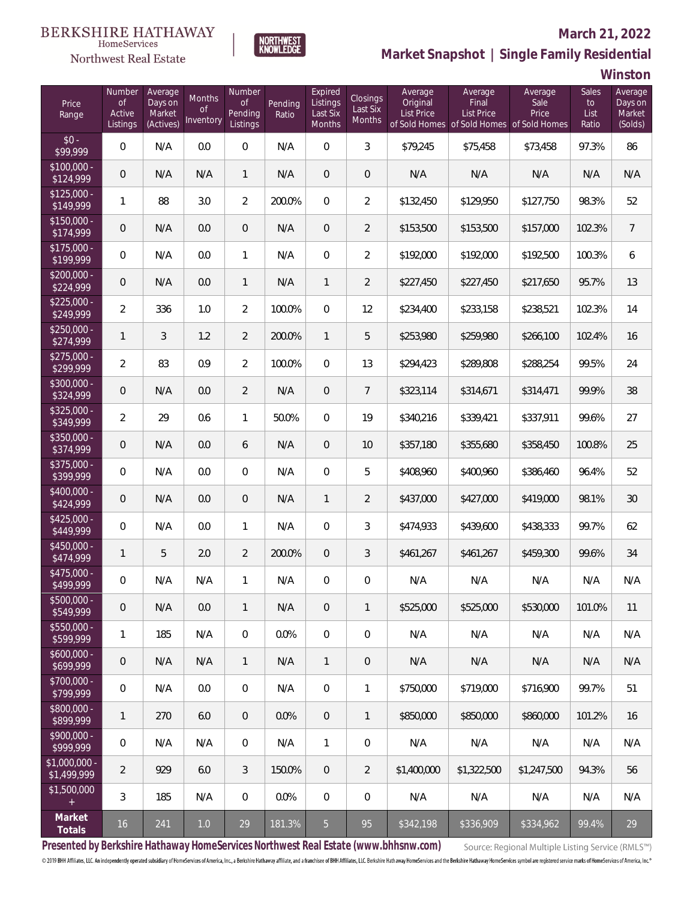BERKSHIRE HATHAWAY HomeServices Northwest Real Estate

NORTHWEST KNOWLEDGE

**March 21, 2022**

## Market Snapshot | Single Family Residential

### Winston

| Price Range | Number of Active Listings | Average Days on Market (Actives) | Months of Inventory | Number of Pending Listings | Pending Ratio | Expired Listings Last Six Months | Closings Last Six Months | Average Original List Price of Sold Homes | Average Final List Price of Sold Homes | Average Sale Price of Sold Homes | Sales to List Ratio | Average Days on Market (Solds) |
|---|---|---|---|---|---|---|---|---|---|---|---|---|
| $0 - $99,999 | 0 | N/A | 0.0 | 0 | N/A | 0 | 3 | $79,245 | $75,458 | $73,458 | 97.3% | 86 |
| $100,000 - $124,999 | 0 | N/A | N/A | 1 | N/A | 0 | 0 | N/A | N/A | N/A | N/A | N/A |
| $125,000 - $149,999 | 1 | 88 | 3.0 | 2 | 200.0% | 0 | 2 | $132,450 | $129,950 | $127,750 | 98.3% | 52 |
| $150,000 - $174,999 | 0 | N/A | 0.0 | 0 | N/A | 0 | 2 | $153,500 | $153,500 | $157,000 | 102.3% | 7 |
| $175,000 - $199,999 | 0 | N/A | 0.0 | 1 | N/A | 0 | 2 | $192,000 | $192,000 | $192,500 | 100.3% | 6 |
| $200,000 - $224,999 | 0 | N/A | 0.0 | 1 | N/A | 1 | 2 | $227,450 | $227,450 | $217,650 | 95.7% | 13 |
| $225,000 - $249,999 | 2 | 336 | 1.0 | 2 | 100.0% | 0 | 12 | $234,400 | $233,158 | $238,521 | 102.3% | 14 |
| $250,000 - $274,999 | 1 | 3 | 1.2 | 2 | 200.0% | 1 | 5 | $253,980 | $259,980 | $266,100 | 102.4% | 16 |
| $275,000 - $299,999 | 2 | 83 | 0.9 | 2 | 100.0% | 0 | 13 | $294,423 | $289,808 | $288,254 | 99.5% | 24 |
| $300,000 - $324,999 | 0 | N/A | 0.0 | 2 | N/A | 0 | 7 | $323,114 | $314,671 | $314,471 | 99.9% | 38 |
| $325,000 - $349,999 | 2 | 29 | 0.6 | 1 | 50.0% | 0 | 19 | $340,216 | $339,421 | $337,911 | 99.6% | 27 |
| $350,000 - $374,999 | 0 | N/A | 0.0 | 6 | N/A | 0 | 10 | $357,180 | $355,680 | $358,450 | 100.8% | 25 |
| $375,000 - $399,999 | 0 | N/A | 0.0 | 0 | N/A | 0 | 5 | $408,960 | $400,960 | $386,460 | 96.4% | 52 |
| $400,000 - $424,999 | 0 | N/A | 0.0 | 0 | N/A | 1 | 2 | $437,000 | $427,000 | $419,000 | 98.1% | 30 |
| $425,000 - $449,999 | 0 | N/A | 0.0 | 1 | N/A | 0 | 3 | $474,933 | $439,600 | $438,333 | 99.7% | 62 |
| $450,000 - $474,999 | 1 | 5 | 2.0 | 2 | 200.0% | 0 | 3 | $461,267 | $461,267 | $459,300 | 99.6% | 34 |
| $475,000 - $499,999 | 0 | N/A | N/A | 1 | N/A | 0 | 0 | N/A | N/A | N/A | N/A | N/A |
| $500,000 - $549,999 | 0 | N/A | 0.0 | 1 | N/A | 0 | 1 | $525,000 | $525,000 | $530,000 | 101.0% | 11 |
| $550,000 - $599,999 | 1 | 185 | N/A | 0 | 0.0% | 0 | 0 | N/A | N/A | N/A | N/A | N/A |
| $600,000 - $699,999 | 0 | N/A | N/A | 1 | N/A | 1 | 0 | N/A | N/A | N/A | N/A | N/A |
| $700,000 - $799,999 | 0 | N/A | 0.0 | 0 | N/A | 0 | 1 | $750,000 | $719,000 | $716,900 | 99.7% | 51 |
| $800,000 - $899,999 | 1 | 270 | 6.0 | 0 | 0.0% | 0 | 1 | $850,000 | $850,000 | $860,000 | 101.2% | 16 |
| $900,000 - $999,999 | 0 | N/A | N/A | 0 | N/A | 1 | 0 | N/A | N/A | N/A | N/A | N/A |
| $1,000,000 - $1,499,999 | 2 | 929 | 6.0 | 3 | 150.0% | 0 | 2 | $1,400,000 | $1,322,500 | $1,247,500 | 94.3% | 56 |
| $1,500,000 + | 3 | 185 | N/A | 0 | 0.0% | 0 | 0 | N/A | N/A | N/A | N/A | N/A |
| **Market Totals** | 16 | 241 | 1.0 | 29 | 181.3% | 5 | 95 | $342,198 | $336,909 | $334,962 | 99.4% | 29 |

**Presented by Berkshire Hathaway HomeServices Northwest Real Estate (www.bhhsnw.com)**

Source: Regional Multiple Listing Service (RMLS™)

© 2019 BHH Affiliates, LLC. An independently operated subsidiary of HomeServices of America, Inc., a Berkshire Hathaway affiliate, and a franchisee of BHH Affiliates, LLC. Berkshire Hathaway HomeServices and the Berkshire Hathaway HomeServices symbol are registered service marks of HomeServices of America, Inc.®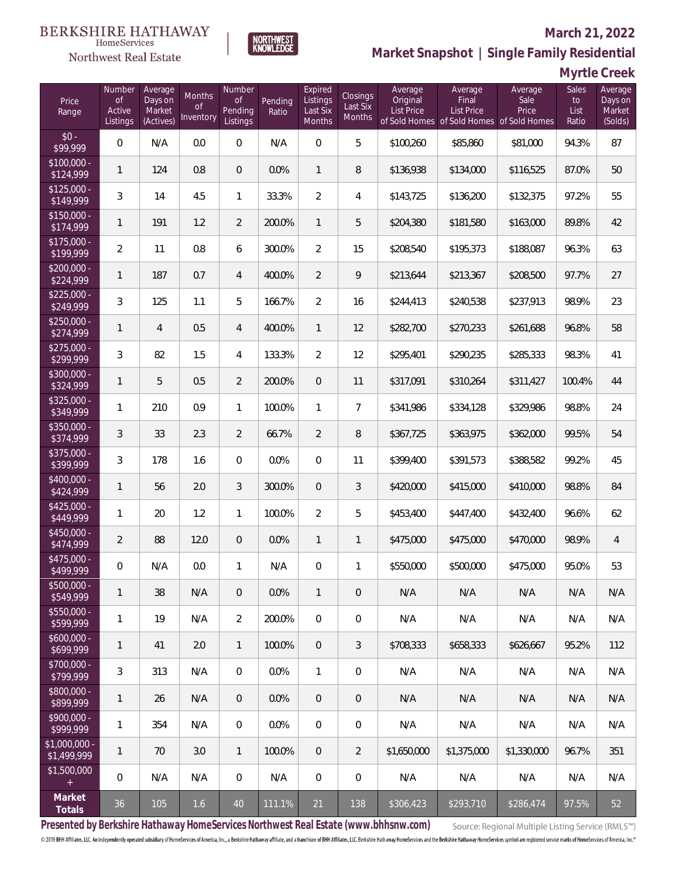BERKSHIRE HATHAWAY HomeServices Northwest Real Estate

NORTHWEST KNOWLEDGE

## March 21, 2022

## Market Snapshot | Single Family Residential

## Myrtle Creek

| Price Range | Number of Active Listings | Average Days on Market (Actives) | Months of Inventory | Number of Pending Listings | Pending Ratio | Expired Listings Last Six Months | Closings Last Six Months | Average Original List Price of Sold Homes | Average Final List Price of Sold Homes | Average Sale Price of Sold Homes | Sales to List Ratio | Average Days on Market (Solds) |
|---|---|---|---|---|---|---|---|---|---|---|---|---|
| $0 - $99,999 | 0 | N/A | 0.0 | 0 | N/A | 0 | 5 | $100,260 | $85,860 | $81,000 | 94.3% | 87 |
| $100,000 - $124,999 | 1 | 124 | 0.8 | 0 | 0.0% | 1 | 8 | $136,938 | $134,000 | $116,525 | 87.0% | 50 |
| $125,000 - $149,999 | 3 | 14 | 4.5 | 1 | 33.3% | 2 | 4 | $143,725 | $136,200 | $132,375 | 97.2% | 55 |
| $150,000 - $174,999 | 1 | 191 | 1.2 | 2 | 200.0% | 1 | 5 | $204,380 | $181,580 | $163,000 | 89.8% | 42 |
| $175,000 - $199,999 | 2 | 11 | 0.8 | 6 | 300.0% | 2 | 15 | $208,540 | $195,373 | $188,087 | 96.3% | 63 |
| $200,000 - $224,999 | 1 | 187 | 0.7 | 4 | 400.0% | 2 | 9 | $213,644 | $213,367 | $208,500 | 97.7% | 27 |
| $225,000 - $249,999 | 3 | 125 | 1.1 | 5 | 166.7% | 2 | 16 | $244,413 | $240,538 | $237,913 | 98.9% | 23 |
| $250,000 - $274,999 | 1 | 4 | 0.5 | 4 | 400.0% | 1 | 12 | $282,700 | $270,233 | $261,688 | 96.8% | 58 |
| $275,000 - $299,999 | 3 | 82 | 1.5 | 4 | 133.3% | 2 | 12 | $295,401 | $290,235 | $285,333 | 98.3% | 41 |
| $300,000 - $324,999 | 1 | 5 | 0.5 | 2 | 200.0% | 0 | 11 | $317,091 | $310,264 | $311,427 | 100.4% | 44 |
| $325,000 - $349,999 | 1 | 210 | 0.9 | 1 | 100.0% | 1 | 7 | $341,986 | $334,128 | $329,986 | 98.8% | 24 |
| $350,000 - $374,999 | 3 | 33 | 2.3 | 2 | 66.7% | 2 | 8 | $367,725 | $363,975 | $362,000 | 99.5% | 54 |
| $375,000 - $399,999 | 3 | 178 | 1.6 | 0 | 0.0% | 0 | 11 | $399,400 | $391,573 | $388,582 | 99.2% | 45 |
| $400,000 - $424,999 | 1 | 56 | 2.0 | 3 | 300.0% | 0 | 3 | $420,000 | $415,000 | $410,000 | 98.8% | 84 |
| $425,000 - $449,999 | 1 | 20 | 1.2 | 1 | 100.0% | 2 | 5 | $453,400 | $447,400 | $432,400 | 96.6% | 62 |
| $450,000 - $474,999 | 2 | 88 | 12.0 | 0 | 0.0% | 1 | 1 | $475,000 | $475,000 | $470,000 | 98.9% | 4 |
| $475,000 - $499,999 | 0 | N/A | 0.0 | 1 | N/A | 0 | 1 | $550,000 | $500,000 | $475,000 | 95.0% | 53 |
| $500,000 - $549,999 | 1 | 38 | N/A | 0 | 0.0% | 1 | 0 | N/A | N/A | N/A | N/A | N/A |
| $550,000 - $599,999 | 1 | 19 | N/A | 2 | 200.0% | 0 | 0 | N/A | N/A | N/A | N/A | N/A |
| $600,000 - $699,999 | 1 | 41 | 2.0 | 1 | 100.0% | 0 | 3 | $708,333 | $658,333 | $626,667 | 95.2% | 112 |
| $700,000 - $799,999 | 3 | 313 | N/A | 0 | 0.0% | 1 | 0 | N/A | N/A | N/A | N/A | N/A |
| $800,000 - $899,999 | 1 | 26 | N/A | 0 | 0.0% | 0 | 0 | N/A | N/A | N/A | N/A | N/A |
| $900,000 - $999,999 | 1 | 354 | N/A | 0 | 0.0% | 0 | 0 | N/A | N/A | N/A | N/A | N/A |
| $1,000,000 - $1,499,999 | 1 | 70 | 3.0 | 1 | 100.0% | 0 | 2 | $1,650,000 | $1,375,000 | $1,330,000 | 96.7% | 351 |
| $1,500,000 + | 0 | N/A | N/A | 0 | N/A | 0 | 0 | N/A | N/A | N/A | N/A | N/A |
| **Market Totals** | 36 | 105 | 1.6 | 40 | 111.1% | 21 | 138 | $306,423 | $293,710 | $286,474 | 97.5% | 52 |

**Presented by Berkshire Hathaway HomeServices Northwest Real Estate (www.bhhsnw.com)**

Source: Regional Multiple Listing Service (RMLS™)

© 2019 BHH Affiliates, LLC. An independently operated subsidiary of HomeServices of America, Inc., a Berkshire Hathaway affiliate, and a franchisee of BHH Affiliates, LLC. Berkshire Hathaway HomeServices and the Berkshire Hathaway HomeServices symbol are registered service marks of HomeServices of America, Inc.®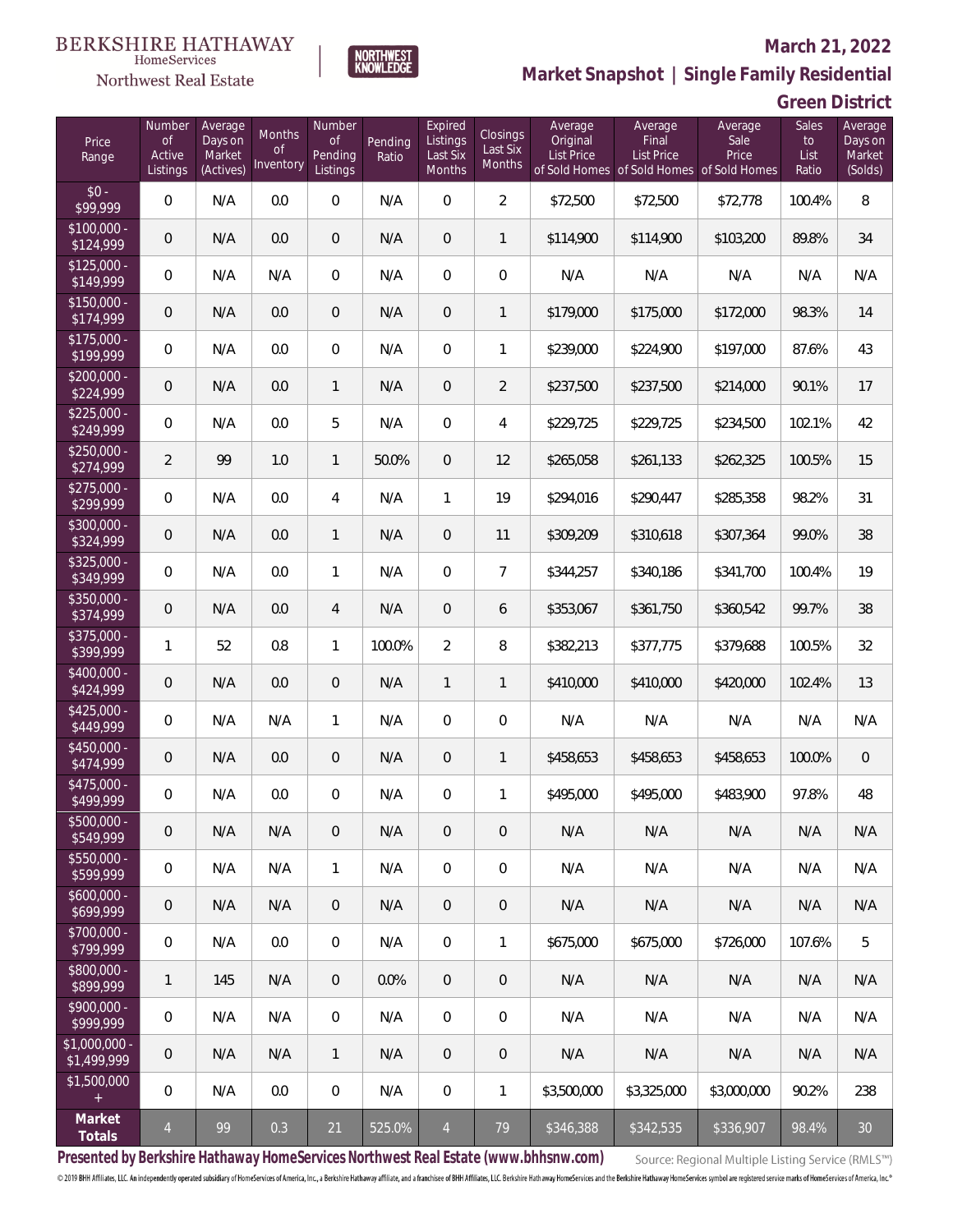BERKSHIRE HATHAWAY HomeServices Northwest Real Estate

NORTHWEST KNOWLEDGE

**March 21, 2022**

## Market Snapshot | Single Family Residential

## Green District

| Price Range | Number of Active Listings | Average Days on Market (Actives) | Months of Inventory | Number of Pending Listings | Pending Ratio | Expired Listings Last Six Months | Closings Last Six Months | Average Original List Price of Sold Homes | Average Final List Price of Sold Homes | Average Sale Price of Sold Homes | Sales to List Ratio | Average Days on Market (Solds) |
|---|---|---|---|---|---|---|---|---|---|---|---|---|
| $0 - $99,999 | 0 | N/A | 0.0 | 0 | N/A | 0 | 2 | $72,500 | $72,500 | $72,778 | 100.4% | 8 |
| $100,000 - $124,999 | 0 | N/A | 0.0 | 0 | N/A | 0 | 1 | $114,900 | $114,900 | $103,200 | 89.8% | 34 |
| $125,000 - $149,999 | 0 | N/A | N/A | 0 | N/A | 0 | 0 | N/A | N/A | N/A | N/A | N/A |
| $150,000 - $174,999 | 0 | N/A | 0.0 | 0 | N/A | 0 | 1 | $179,000 | $175,000 | $172,000 | 98.3% | 14 |
| $175,000 - $199,999 | 0 | N/A | 0.0 | 0 | N/A | 0 | 1 | $239,000 | $224,900 | $197,000 | 87.6% | 43 |
| $200,000 - $224,999 | 0 | N/A | 0.0 | 1 | N/A | 0 | 2 | $237,500 | $237,500 | $214,000 | 90.1% | 17 |
| $225,000 - $249,999 | 0 | N/A | 0.0 | 5 | N/A | 0 | 4 | $229,725 | $229,725 | $234,500 | 102.1% | 42 |
| $250,000 - $274,999 | 2 | 99 | 1.0 | 1 | 50.0% | 0 | 12 | $265,058 | $261,133 | $262,325 | 100.5% | 15 |
| $275,000 - $299,999 | 0 | N/A | 0.0 | 4 | N/A | 1 | 19 | $294,016 | $290,447 | $285,358 | 98.2% | 31 |
| $300,000 - $324,999 | 0 | N/A | 0.0 | 1 | N/A | 0 | 11 | $309,209 | $310,618 | $307,364 | 99.0% | 38 |
| $325,000 - $349,999 | 0 | N/A | 0.0 | 1 | N/A | 0 | 7 | $344,257 | $340,186 | $341,700 | 100.4% | 19 |
| $350,000 - $374,999 | 0 | N/A | 0.0 | 4 | N/A | 0 | 6 | $353,067 | $361,750 | $360,542 | 99.7% | 38 |
| $375,000 - $399,999 | 1 | 52 | 0.8 | 1 | 100.0% | 2 | 8 | $382,213 | $377,775 | $379,688 | 100.5% | 32 |
| $400,000 - $424,999 | 0 | N/A | 0.0 | 0 | N/A | 1 | 1 | $410,000 | $410,000 | $420,000 | 102.4% | 13 |
| $425,000 - $449,999 | 0 | N/A | N/A | 1 | N/A | 0 | 0 | N/A | N/A | N/A | N/A | N/A |
| $450,000 - $474,999 | 0 | N/A | 0.0 | 0 | N/A | 0 | 1 | $458,653 | $458,653 | $458,653 | 100.0% | 0 |
| $475,000 - $499,999 | 0 | N/A | 0.0 | 0 | N/A | 0 | 1 | $495,000 | $495,000 | $483,900 | 97.8% | 48 |
| $500,000 - $549,999 | 0 | N/A | N/A | 0 | N/A | 0 | 0 | N/A | N/A | N/A | N/A | N/A |
| $550,000 - $599,999 | 0 | N/A | N/A | 1 | N/A | 0 | 0 | N/A | N/A | N/A | N/A | N/A |
| $600,000 - $699,999 | 0 | N/A | N/A | 0 | N/A | 0 | 0 | N/A | N/A | N/A | N/A | N/A |
| $700,000 - $799,999 | 0 | N/A | 0.0 | 0 | N/A | 0 | 1 | $675,000 | $675,000 | $726,000 | 107.6% | 5 |
| $800,000 - $899,999 | 1 | 145 | N/A | 0 | 0.0% | 0 | 0 | N/A | N/A | N/A | N/A | N/A |
| $900,000 - $999,999 | 0 | N/A | N/A | 0 | N/A | 0 | 0 | N/A | N/A | N/A | N/A | N/A |
| $1,000,000 - $1,499,999 | 0 | N/A | N/A | 1 | N/A | 0 | 0 | N/A | N/A | N/A | N/A | N/A |
| $1,500,000 + | 0 | N/A | 0.0 | 0 | N/A | 0 | 1 | $3,500,000 | $3,325,000 | $3,000,000 | 90.2% | 238 |
| **Market Totals** | 4 | 99 | 0.3 | 21 | 525.0% | 4 | 79 | $346,388 | $342,535 | $336,907 | 98.4% | 30 |

**Presented by Berkshire Hathaway HomeServices Northwest Real Estate (www.bhhsnw.com)**

Source: Regional Multiple Listing Service (RMLS™)

© 2019 BHH Affiliates, LLC. An independently operated subsidiary of HomeServices of America, Inc., a Berkshire Hathaway affiliate, and a franchisee of BHH Affiliates, LLC. Berkshire Hathaway HomeServices and the Berkshire Hathaway HomeServices symbol are registered service marks of HomeServices of America, Inc.®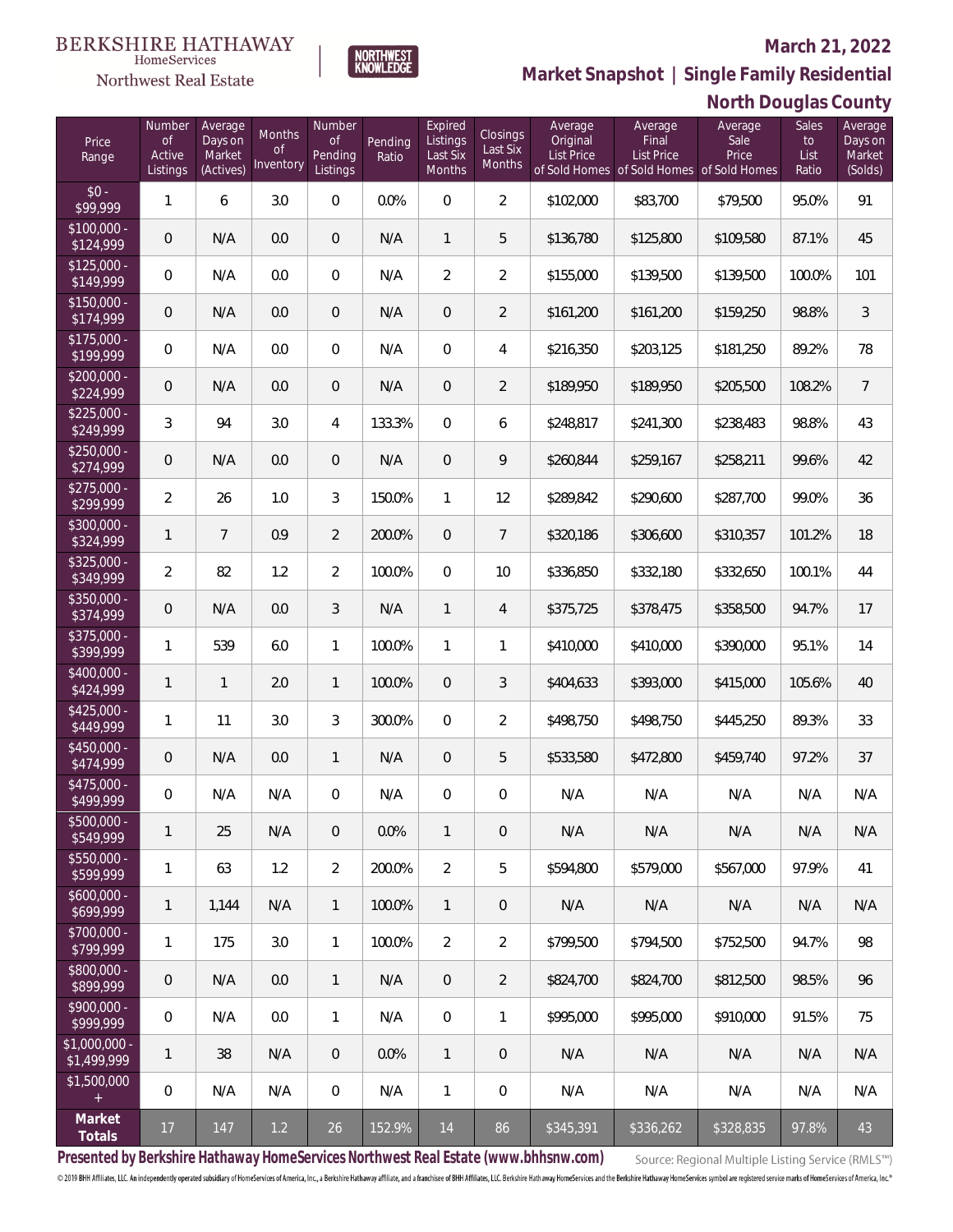BERKSHIRE HATHAWAY
HomeServices
Northwest Real Estate

NORTHWEST KNOWLEDGE

**March 21, 2022**

**Market Snapshot | Single Family Residential**

**North Douglas County**

| Price Range | Number of Active Listings | Average Days on Market (Actives) | Months of Inventory | Number of Pending Listings | Pending Ratio | Expired Listings Last Six Months | Closings Last Six Months | Average Original List Price of Sold Homes | Average Final List Price of Sold Homes | Average Sale Price of Sold Homes | Sales to List Ratio | Average Days on Market (Solds) |
|---|---|---|---|---|---|---|---|---|---|---|---|---|
| $0 - $99,999 | 1 | 6 | 3.0 | 0 | 0.0% | 0 | 2 | $102,000 | $83,700 | $79,500 | 95.0% | 91 |
| $100,000 - $124,999 | 0 | N/A | 0.0 | 0 | N/A | 1 | 5 | $136,780 | $125,800 | $109,580 | 87.1% | 45 |
| $125,000 - $149,999 | 0 | N/A | 0.0 | 0 | N/A | 2 | 2 | $155,000 | $139,500 | $139,500 | 100.0% | 101 |
| $150,000 - $174,999 | 0 | N/A | 0.0 | 0 | N/A | 0 | 2 | $161,200 | $161,200 | $159,250 | 98.8% | 3 |
| $175,000 - $199,999 | 0 | N/A | 0.0 | 0 | N/A | 0 | 4 | $216,350 | $203,125 | $181,250 | 89.2% | 78 |
| $200,000 - $224,999 | 0 | N/A | 0.0 | 0 | N/A | 0 | 2 | $189,950 | $189,950 | $205,500 | 108.2% | 7 |
| $225,000 - $249,999 | 3 | 94 | 3.0 | 4 | 133.3% | 0 | 6 | $248,817 | $241,300 | $238,483 | 98.8% | 43 |
| $250,000 - $274,999 | 0 | N/A | 0.0 | 0 | N/A | 0 | 9 | $260,844 | $259,167 | $258,211 | 99.6% | 42 |
| $275,000 - $299,999 | 2 | 26 | 1.0 | 3 | 150.0% | 1 | 12 | $289,842 | $290,600 | $287,700 | 99.0% | 36 |
| $300,000 - $324,999 | 1 | 7 | 0.9 | 2 | 200.0% | 0 | 7 | $320,186 | $306,600 | $310,357 | 101.2% | 18 |
| $325,000 - $349,999 | 2 | 82 | 1.2 | 2 | 100.0% | 0 | 10 | $336,850 | $332,180 | $332,650 | 100.1% | 44 |
| $350,000 - $374,999 | 0 | N/A | 0.0 | 3 | N/A | 1 | 4 | $375,725 | $378,475 | $358,500 | 94.7% | 17 |
| $375,000 - $399,999 | 1 | 539 | 6.0 | 1 | 100.0% | 1 | 1 | $410,000 | $410,000 | $390,000 | 95.1% | 14 |
| $400,000 - $424,999 | 1 | 1 | 2.0 | 1 | 100.0% | 0 | 3 | $404,633 | $393,000 | $415,000 | 105.6% | 40 |
| $425,000 - $449,999 | 1 | 11 | 3.0 | 3 | 300.0% | 0 | 2 | $498,750 | $498,750 | $445,250 | 89.3% | 33 |
| $450,000 - $474,999 | 0 | N/A | 0.0 | 1 | N/A | 0 | 5 | $533,580 | $472,800 | $459,740 | 97.2% | 37 |
| $475,000 - $499,999 | 0 | N/A | N/A | 0 | N/A | 0 | 0 | N/A | N/A | N/A | N/A | N/A |
| $500,000 - $549,999 | 1 | 25 | N/A | 0 | 0.0% | 1 | 0 | N/A | N/A | N/A | N/A | N/A |
| $550,000 - $599,999 | 1 | 63 | 1.2 | 2 | 200.0% | 2 | 5 | $594,800 | $579,000 | $567,000 | 97.9% | 41 |
| $600,000 - $699,999 | 1 | 1,144 | N/A | 1 | 100.0% | 1 | 0 | N/A | N/A | N/A | N/A | N/A |
| $700,000 - $799,999 | 1 | 175 | 3.0 | 1 | 100.0% | 2 | 2 | $799,500 | $794,500 | $752,500 | 94.7% | 98 |
| $800,000 - $899,999 | 0 | N/A | 0.0 | 1 | N/A | 0 | 2 | $824,700 | $824,700 | $812,500 | 98.5% | 96 |
| $900,000 - $999,999 | 0 | N/A | 0.0 | 1 | N/A | 0 | 1 | $995,000 | $995,000 | $910,000 | 91.5% | 75 |
| $1,000,000 - $1,499,999 | 1 | 38 | N/A | 0 | 0.0% | 1 | 0 | N/A | N/A | N/A | N/A | N/A |
| $1,500,000 + | 0 | N/A | N/A | 0 | N/A | 1 | 0 | N/A | N/A | N/A | N/A | N/A |
| **Market Totals** | 17 | 147 | 1.2 | 26 | 152.9% | 14 | 86 | $345,391 | $336,262 | $328,835 | 97.8% | 43 |

**Presented by Berkshire Hathaway HomeServices Northwest Real Estate (www.bhhsnw.com)**

Source: Regional Multiple Listing Service (RMLS™)

© 2019 BHH Affiliates, LLC. An independently operated subsidiary of HomeServices of America, Inc., a Berkshire Hathaway affiliate, and a franchisee of BHH Affiliates, LLC. Berkshire Hathaway HomeServices and the Berkshire Hathaway HomeServices symbol are registered service marks of HomeServices of America, Inc.®